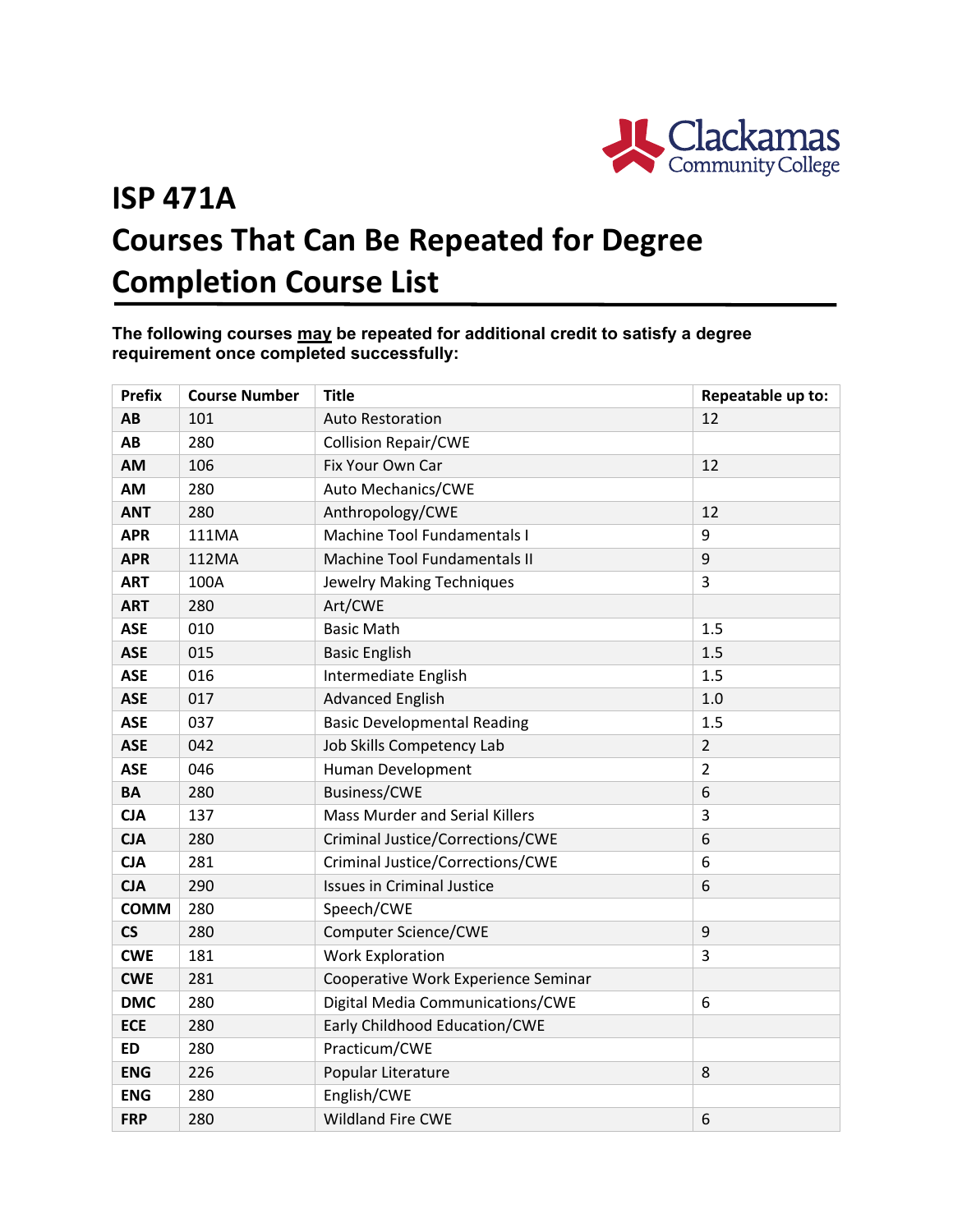# ISP 471A
# Courses That Can Be Repeated for Degree Completion Course List

**The following courses may be repeated for additional credit to satisfy a degree requirement once completed successfully:**

| Prefix | Course Number | Title | Repeatable up to: |
|---|---|---|---|
| **AB** | 101 | Auto Restoration | 12 |
| **AB** | 280 | Collision Repair/CWE | |
| **AM** | 106 | Fix Your Own Car | 12 |
| **AM** | 280 | Auto Mechanics/CWE | |
| **ANT** | 280 | Anthropology/CWE | 12 |
| **APR** | 111MA | Machine Tool Fundamentals I | 9 |
| **APR** | 112MA | Machine Tool Fundamentals II | 9 |
| **ART** | 100A | Jewelry Making Techniques | 3 |
| **ART** | 280 | Art/CWE | |
| **ASE** | 010 | Basic Math | 1.5 |
| **ASE** | 015 | Basic English | 1.5 |
| **ASE** | 016 | Intermediate English | 1.5 |
| **ASE** | 017 | Advanced English | 1.0 |
| **ASE** | 037 | Basic Developmental Reading | 1.5 |
| **ASE** | 042 | Job Skills Competency Lab | 2 |
| **ASE** | 046 | Human Development | 2 |
| **BA** | 280 | Business/CWE | 6 |
| **CJA** | 137 | Mass Murder and Serial Killers | 3 |
| **CJA** | 280 | Criminal Justice/Corrections/CWE | 6 |
| **CJA** | 281 | Criminal Justice/Corrections/CWE | 6 |
| **CJA** | 290 | Issues in Criminal Justice | 6 |
| **COMM** | 280 | Speech/CWE | |
| **CS** | 280 | Computer Science/CWE | 9 |
| **CWE** | 181 | Work Exploration | 3 |
| **CWE** | 281 | Cooperative Work Experience Seminar | |
| **DMC** | 280 | Digital Media Communications/CWE | 6 |
| **ECE** | 280 | Early Childhood Education/CWE | |
| **ED** | 280 | Practicum/CWE | |
| **ENG** | 226 | Popular Literature | 8 |
| **ENG** | 280 | English/CWE | |
| **FRP** | 280 | Wildland Fire CWE | 6 |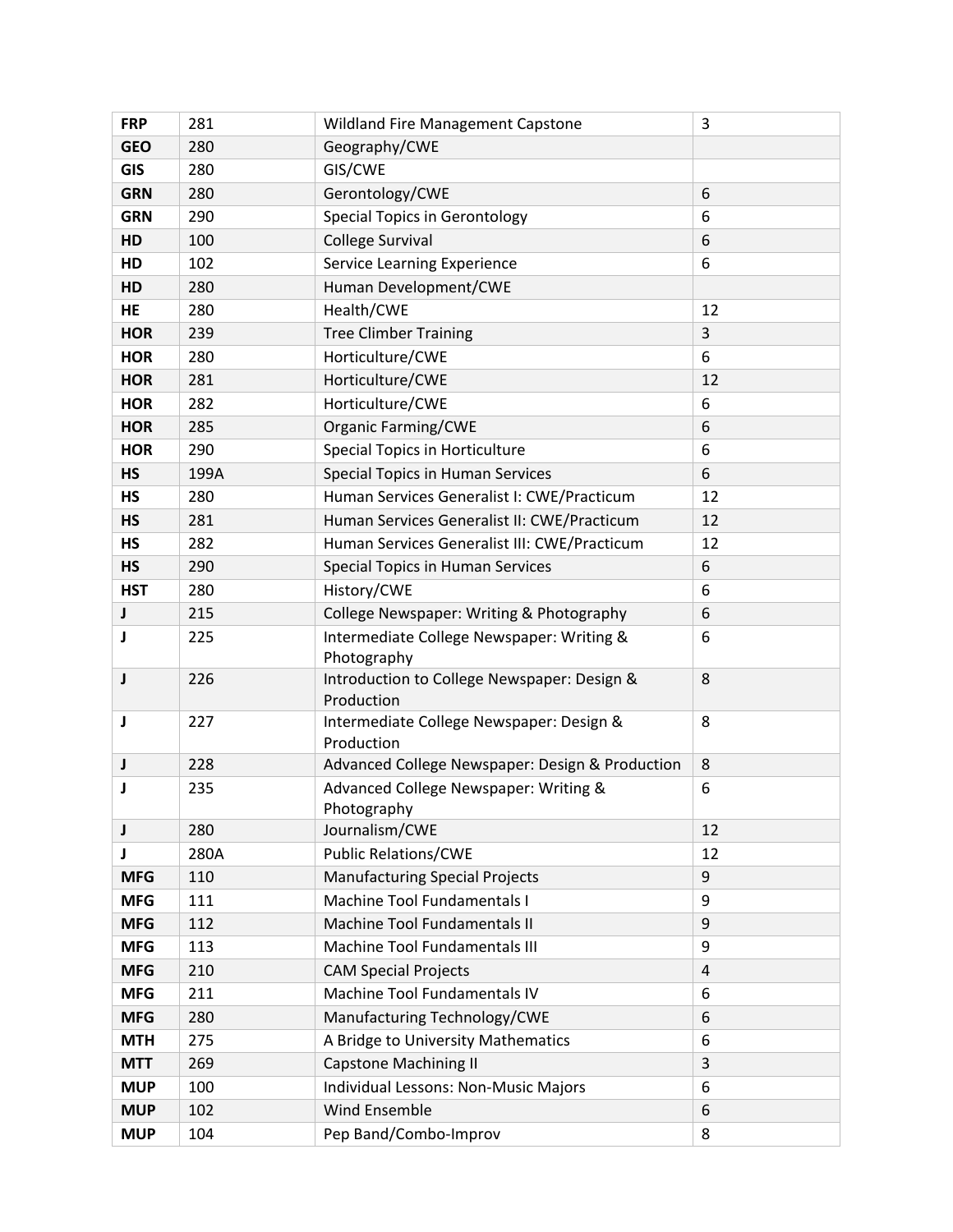| **FRP** | 281 | Wildland Fire Management Capstone | 3 |
|---|---|---|---|
| **GEO** | 280 | Geography/CWE | |
| **GIS** | 280 | GIS/CWE | |
| **GRN** | 280 | Gerontology/CWE | 6 |
| **GRN** | 290 | Special Topics in Gerontology | 6 |
| **HD** | 100 | College Survival | 6 |
| **HD** | 102 | Service Learning Experience | 6 |
| **HD** | 280 | Human Development/CWE | |
| **HE** | 280 | Health/CWE | 12 |
| **HOR** | 239 | Tree Climber Training | 3 |
| **HOR** | 280 | Horticulture/CWE | 6 |
| **HOR** | 281 | Horticulture/CWE | 12 |
| **HOR** | 282 | Horticulture/CWE | 6 |
| **HOR** | 285 | Organic Farming/CWE | 6 |
| **HOR** | 290 | Special Topics in Horticulture | 6 |
| **HS** | 199A | Special Topics in Human Services | 6 |
| **HS** | 280 | Human Services Generalist I: CWE/Practicum | 12 |
| **HS** | 281 | Human Services Generalist II: CWE/Practicum | 12 |
| **HS** | 282 | Human Services Generalist III: CWE/Practicum | 12 |
| **HS** | 290 | Special Topics in Human Services | 6 |
| **HST** | 280 | History/CWE | 6 |
| **J** | 215 | College Newspaper: Writing & Photography | 6 |
| **J** | 225 | Intermediate College Newspaper: Writing & Photography | 6 |
| **J** | 226 | Introduction to College Newspaper: Design & Production | 8 |
| **J** | 227 | Intermediate College Newspaper: Design & Production | 8 |
| **J** | 228 | Advanced College Newspaper: Design & Production | 8 |
| **J** | 235 | Advanced College Newspaper: Writing & Photography | 6 |
| **J** | 280 | Journalism/CWE | 12 |
| **J** | 280A | Public Relations/CWE | 12 |
| **MFG** | 110 | Manufacturing Special Projects | 9 |
| **MFG** | 111 | Machine Tool Fundamentals I | 9 |
| **MFG** | 112 | Machine Tool Fundamentals II | 9 |
| **MFG** | 113 | Machine Tool Fundamentals III | 9 |
| **MFG** | 210 | CAM Special Projects | 4 |
| **MFG** | 211 | Machine Tool Fundamentals IV | 6 |
| **MFG** | 280 | Manufacturing Technology/CWE | 6 |
| **MTH** | 275 | A Bridge to University Mathematics | 6 |
| **MTT** | 269 | Capstone Machining II | 3 |
| **MUP** | 100 | Individual Lessons: Non-Music Majors | 6 |
| **MUP** | 102 | Wind Ensemble | 6 |
| **MUP** | 104 | Pep Band/Combo-Improv | 8 |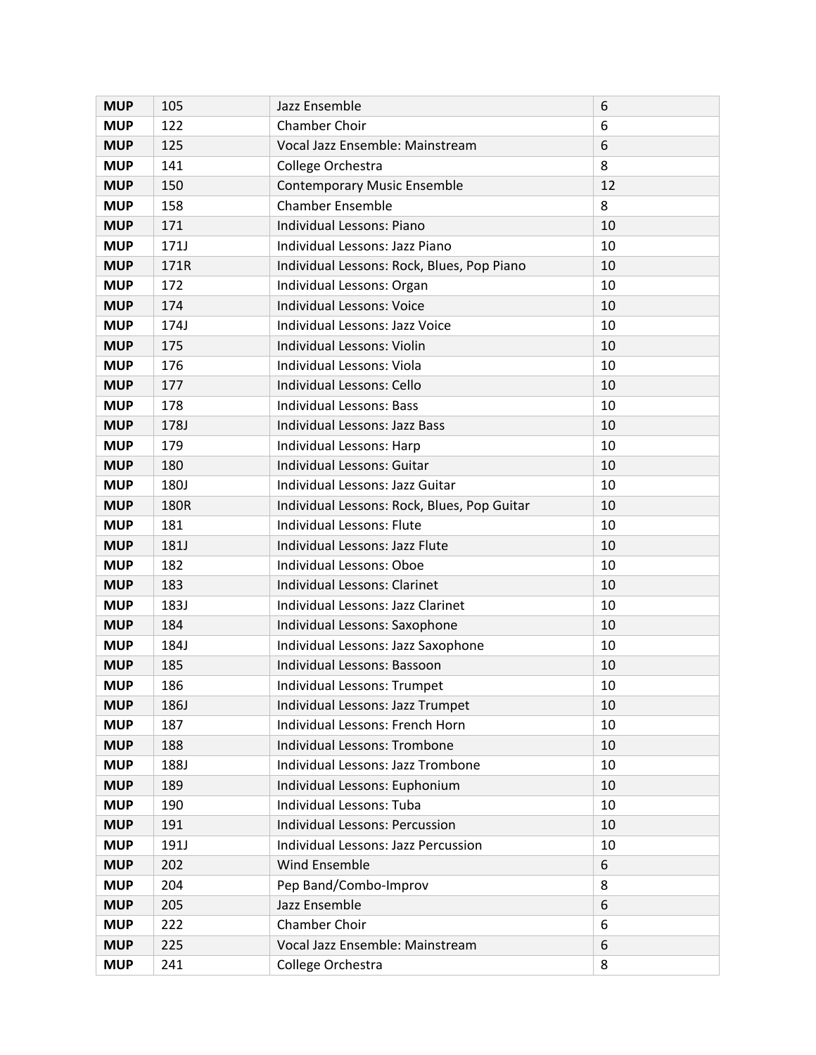| MUP | 105 | Jazz Ensemble | 6 |
|---|---|---|---|
| **MUP** | 122 | Chamber Choir | 6 |
| **MUP** | 125 | Vocal Jazz Ensemble: Mainstream | 6 |
| **MUP** | 141 | College Orchestra | 8 |
| **MUP** | 150 | Contemporary Music Ensemble | 12 |
| **MUP** | 158 | Chamber Ensemble | 8 |
| **MUP** | 171 | Individual Lessons: Piano | 10 |
| **MUP** | 171J | Individual Lessons: Jazz Piano | 10 |
| **MUP** | 171R | Individual Lessons: Rock, Blues, Pop Piano | 10 |
| **MUP** | 172 | Individual Lessons: Organ | 10 |
| **MUP** | 174 | Individual Lessons: Voice | 10 |
| **MUP** | 174J | Individual Lessons: Jazz Voice | 10 |
| **MUP** | 175 | Individual Lessons: Violin | 10 |
| **MUP** | 176 | Individual Lessons: Viola | 10 |
| **MUP** | 177 | Individual Lessons: Cello | 10 |
| **MUP** | 178 | Individual Lessons: Bass | 10 |
| **MUP** | 178J | Individual Lessons: Jazz Bass | 10 |
| **MUP** | 179 | Individual Lessons: Harp | 10 |
| **MUP** | 180 | Individual Lessons: Guitar | 10 |
| **MUP** | 180J | Individual Lessons: Jazz Guitar | 10 |
| **MUP** | 180R | Individual Lessons: Rock, Blues, Pop Guitar | 10 |
| **MUP** | 181 | Individual Lessons: Flute | 10 |
| **MUP** | 181J | Individual Lessons: Jazz Flute | 10 |
| **MUP** | 182 | Individual Lessons: Oboe | 10 |
| **MUP** | 183 | Individual Lessons: Clarinet | 10 |
| **MUP** | 183J | Individual Lessons: Jazz Clarinet | 10 |
| **MUP** | 184 | Individual Lessons: Saxophone | 10 |
| **MUP** | 184J | Individual Lessons: Jazz Saxophone | 10 |
| **MUP** | 185 | Individual Lessons: Bassoon | 10 |
| **MUP** | 186 | Individual Lessons: Trumpet | 10 |
| **MUP** | 186J | Individual Lessons: Jazz Trumpet | 10 |
| **MUP** | 187 | Individual Lessons: French Horn | 10 |
| **MUP** | 188 | Individual Lessons: Trombone | 10 |
| **MUP** | 188J | Individual Lessons: Jazz Trombone | 10 |
| **MUP** | 189 | Individual Lessons: Euphonium | 10 |
| **MUP** | 190 | Individual Lessons: Tuba | 10 |
| **MUP** | 191 | Individual Lessons: Percussion | 10 |
| **MUP** | 191J | Individual Lessons: Jazz Percussion | 10 |
| **MUP** | 202 | Wind Ensemble | 6 |
| **MUP** | 204 | Pep Band/Combo-Improv | 8 |
| **MUP** | 205 | Jazz Ensemble | 6 |
| **MUP** | 222 | Chamber Choir | 6 |
| **MUP** | 225 | Vocal Jazz Ensemble: Mainstream | 6 |
| **MUP** | 241 | College Orchestra | 8 |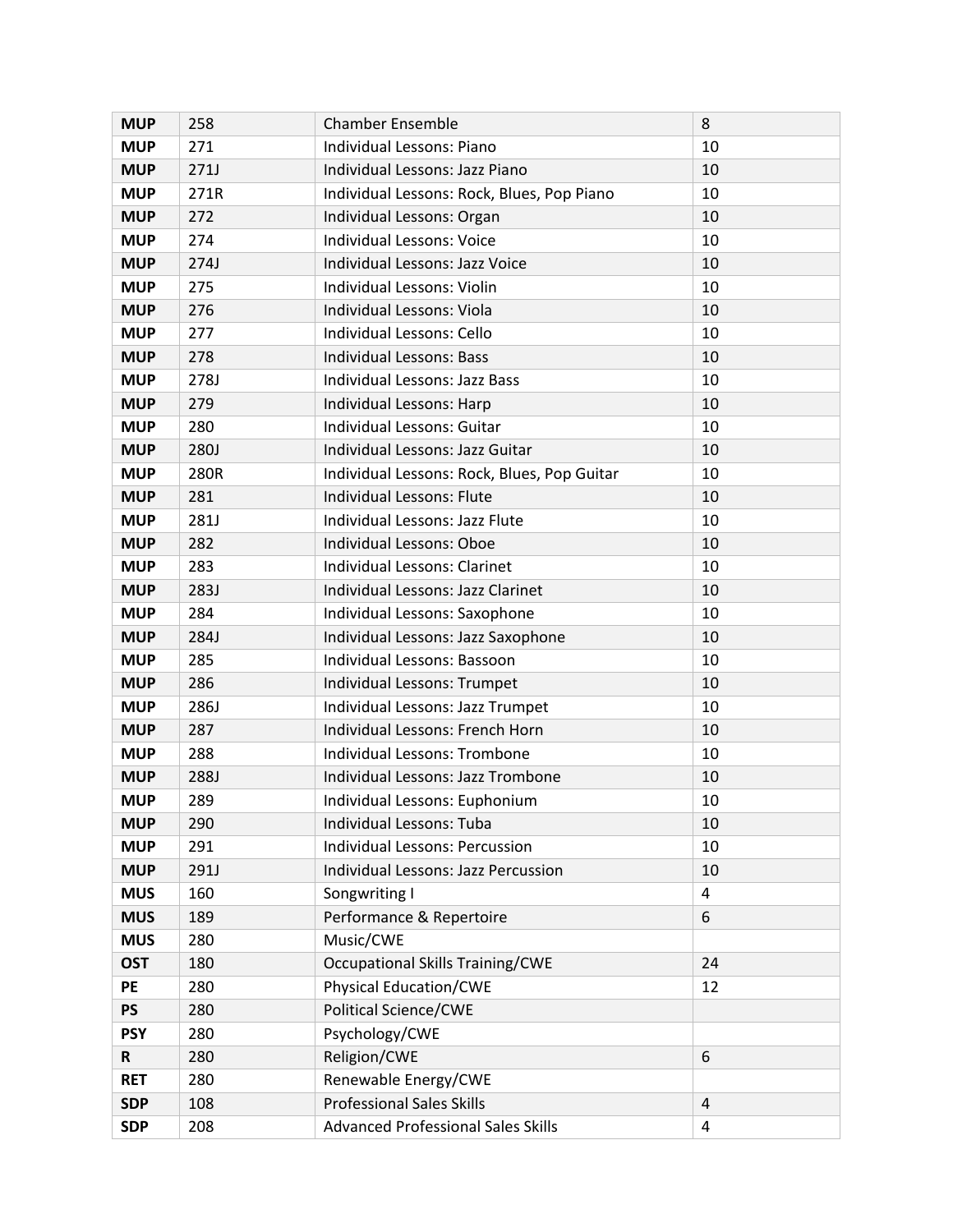| **MUP** | 258 | Chamber Ensemble | 8 |
|---|---|---|---|
| **MUP** | 271 | Individual Lessons: Piano | 10 |
| **MUP** | 271J | Individual Lessons: Jazz Piano | 10 |
| **MUP** | 271R | Individual Lessons: Rock, Blues, Pop Piano | 10 |
| **MUP** | 272 | Individual Lessons: Organ | 10 |
| **MUP** | 274 | Individual Lessons: Voice | 10 |
| **MUP** | 274J | Individual Lessons: Jazz Voice | 10 |
| **MUP** | 275 | Individual Lessons: Violin | 10 |
| **MUP** | 276 | Individual Lessons: Viola | 10 |
| **MUP** | 277 | Individual Lessons: Cello | 10 |
| **MUP** | 278 | Individual Lessons: Bass | 10 |
| **MUP** | 278J | Individual Lessons: Jazz Bass | 10 |
| **MUP** | 279 | Individual Lessons: Harp | 10 |
| **MUP** | 280 | Individual Lessons: Guitar | 10 |
| **MUP** | 280J | Individual Lessons: Jazz Guitar | 10 |
| **MUP** | 280R | Individual Lessons: Rock, Blues, Pop Guitar | 10 |
| **MUP** | 281 | Individual Lessons: Flute | 10 |
| **MUP** | 281J | Individual Lessons: Jazz Flute | 10 |
| **MUP** | 282 | Individual Lessons: Oboe | 10 |
| **MUP** | 283 | Individual Lessons: Clarinet | 10 |
| **MUP** | 283J | Individual Lessons: Jazz Clarinet | 10 |
| **MUP** | 284 | Individual Lessons: Saxophone | 10 |
| **MUP** | 284J | Individual Lessons: Jazz Saxophone | 10 |
| **MUP** | 285 | Individual Lessons: Bassoon | 10 |
| **MUP** | 286 | Individual Lessons: Trumpet | 10 |
| **MUP** | 286J | Individual Lessons: Jazz Trumpet | 10 |
| **MUP** | 287 | Individual Lessons: French Horn | 10 |
| **MUP** | 288 | Individual Lessons: Trombone | 10 |
| **MUP** | 288J | Individual Lessons: Jazz Trombone | 10 |
| **MUP** | 289 | Individual Lessons: Euphonium | 10 |
| **MUP** | 290 | Individual Lessons: Tuba | 10 |
| **MUP** | 291 | Individual Lessons: Percussion | 10 |
| **MUP** | 291J | Individual Lessons: Jazz Percussion | 10 |
| **MUS** | 160 | Songwriting I | 4 |
| **MUS** | 189 | Performance & Repertoire | 6 |
| **MUS** | 280 | Music/CWE | |
| **OST** | 180 | Occupational Skills Training/CWE | 24 |
| **PE** | 280 | Physical Education/CWE | 12 |
| **PS** | 280 | Political Science/CWE | |
| **PSY** | 280 | Psychology/CWE | |
| **R** | 280 | Religion/CWE | 6 |
| **RET** | 280 | Renewable Energy/CWE | |
| **SDP** | 108 | Professional Sales Skills | 4 |
| **SDP** | 208 | Advanced Professional Sales Skills | 4 |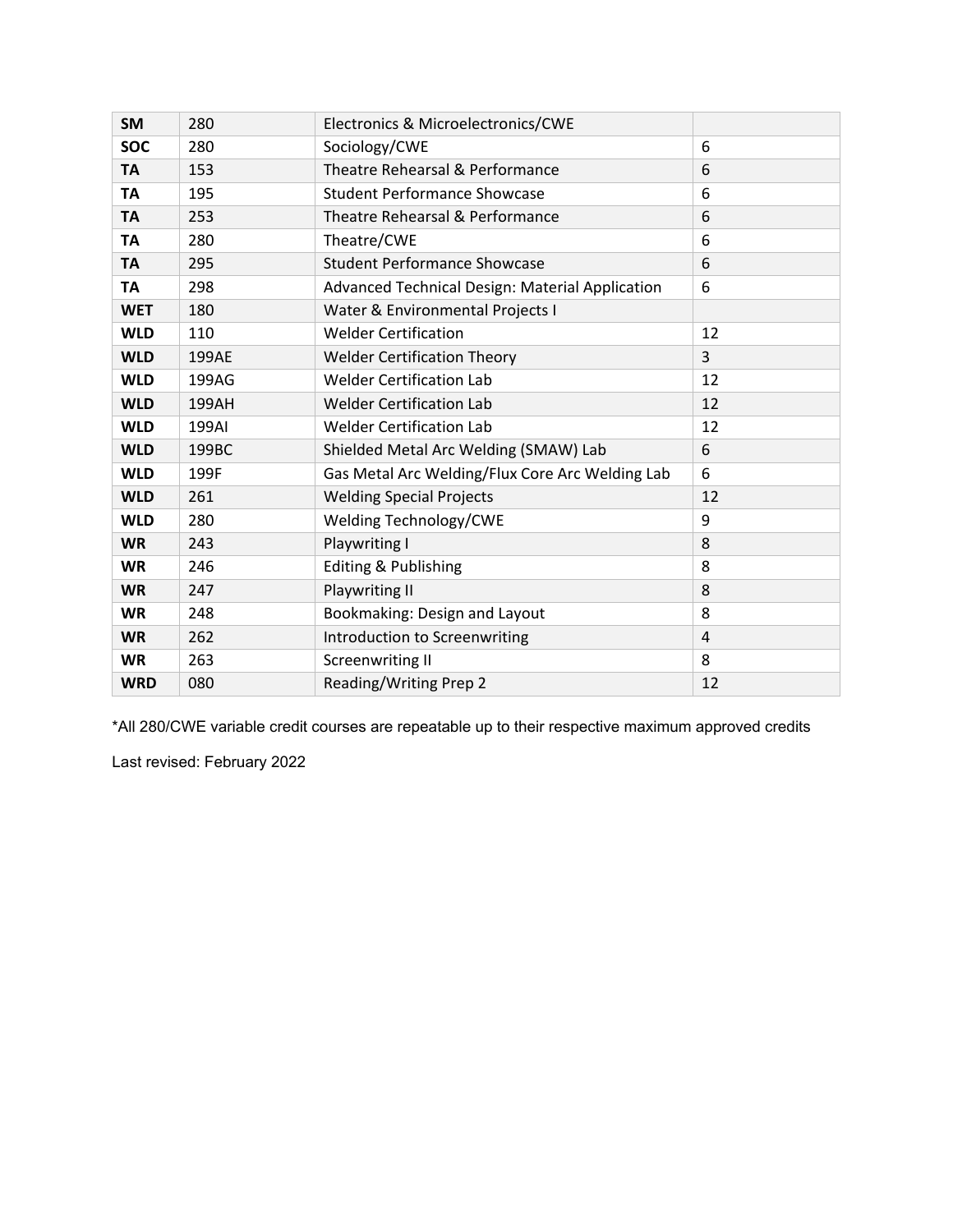| | | | |
|---|---|---|---|
| **SM** | 280 | Electronics & Microelectronics/CWE | |
| **SOC** | 280 | Sociology/CWE | 6 |
| **TA** | 153 | Theatre Rehearsal & Performance | 6 |
| **TA** | 195 | Student Performance Showcase | 6 |
| **TA** | 253 | Theatre Rehearsal & Performance | 6 |
| **TA** | 280 | Theatre/CWE | 6 |
| **TA** | 295 | Student Performance Showcase | 6 |
| **TA** | 298 | Advanced Technical Design: Material Application | 6 |
| **WET** | 180 | Water & Environmental Projects I | |
| **WLD** | 110 | Welder Certification | 12 |
| **WLD** | 199AE | Welder Certification Theory | 3 |
| **WLD** | 199AG | Welder Certification Lab | 12 |
| **WLD** | 199AH | Welder Certification Lab | 12 |
| **WLD** | 199AI | Welder Certification Lab | 12 |
| **WLD** | 199BC | Shielded Metal Arc Welding (SMAW) Lab | 6 |
| **WLD** | 199F | Gas Metal Arc Welding/Flux Core Arc Welding Lab | 6 |
| **WLD** | 261 | Welding Special Projects | 12 |
| **WLD** | 280 | Welding Technology/CWE | 9 |
| **WR** | 243 | Playwriting I | 8 |
| **WR** | 246 | Editing & Publishing | 8 |
| **WR** | 247 | Playwriting II | 8 |
| **WR** | 248 | Bookmaking: Design and Layout | 8 |
| **WR** | 262 | Introduction to Screenwriting | 4 |
| **WR** | 263 | Screenwriting II | 8 |
| **WRD** | 080 | Reading/Writing Prep 2 | 12 |

*All 280/CWE variable credit courses are repeatable up to their respective maximum approved credits

Last revised: February 2022